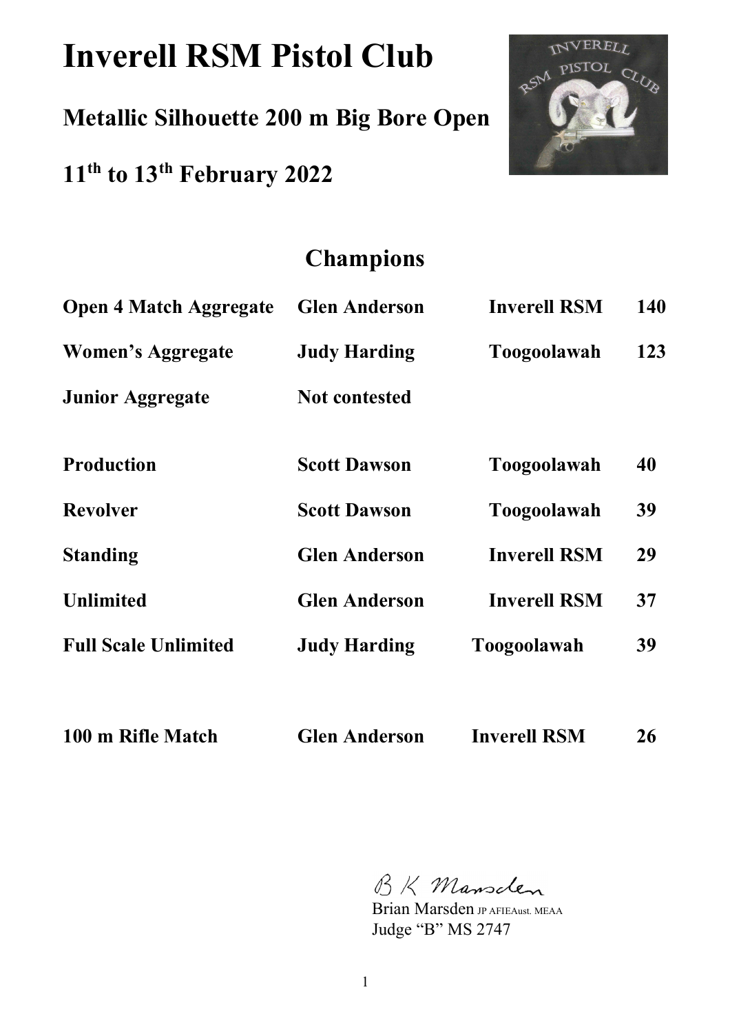# Inverell RSM Pistol Club

## Metallic Silhouette 200 m Big Bore Open

## 11th to 13th February 2022

## Champions

| | | | |
|---|---|---|---|
| **Open 4 Match Aggregate** | **Glen Anderson** | **Inverell RSM** | **140** |
| **Women's Aggregate** | **Judy Harding** | **Toogoolawah** | **123** |
| **Junior Aggregate** | **Not contested** | | |
| **Production** | **Scott Dawson** | **Toogoolawah** | **40** |
| **Revolver** | **Scott Dawson** | **Toogoolawah** | **39** |
| **Standing** | **Glen Anderson** | **Inverell RSM** | **29** |
| **Unlimited** | **Glen Anderson** | **Inverell RSM** | **37** |
| **Full Scale Unlimited** | **Judy Harding** | **Toogoolawah** | **39** |
| **100 m Rifle Match** | **Glen Anderson** | **Inverell RSM** | **26** |

B K Marsden

Brian Marsden JP AFIEAust. MEAA
Judge "B" MS 2747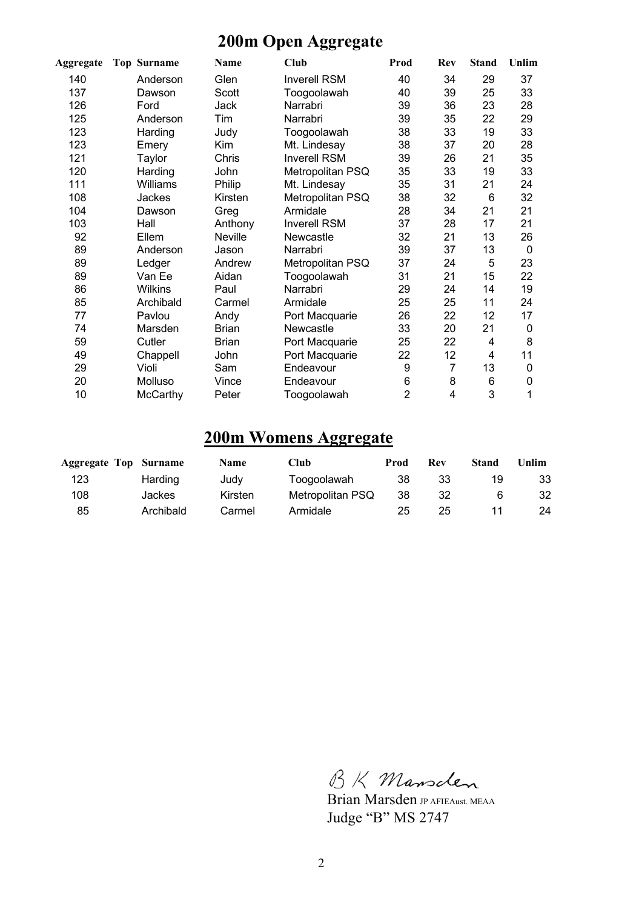# 200m Open Aggregate

| Aggregate | Top | Surname | Name | Club | Prod | Rev | Stand | Unlim |
|---|---|---|---|---|---|---|---|---|
| 140 | | Anderson | Glen | Inverell RSM | 40 | 34 | 29 | 37 |
| 137 | | Dawson | Scott | Toogoolawah | 40 | 39 | 25 | 33 |
| 126 | | Ford | Jack | Narrabri | 39 | 36 | 23 | 28 |
| 125 | | Anderson | Tim | Narrabri | 39 | 35 | 22 | 29 |
| 123 | | Harding | Judy | Toogoolawah | 38 | 33 | 19 | 33 |
| 123 | | Emery | Kim | Mt. Lindesay | 38 | 37 | 20 | 28 |
| 121 | | Taylor | Chris | Inverell RSM | 39 | 26 | 21 | 35 |
| 120 | | Harding | John | Metropolitan PSQ | 35 | 33 | 19 | 33 |
| 111 | | Williams | Philip | Mt. Lindesay | 35 | 31 | 21 | 24 |
| 108 | | Jackes | Kirsten | Metropolitan PSQ | 38 | 32 | 6 | 32 |
| 104 | | Dawson | Greg | Armidale | 28 | 34 | 21 | 21 |
| 103 | | Hall | Anthony | Inverell RSM | 37 | 28 | 17 | 21 |
| 92 | | Ellem | Neville | Newcastle | 32 | 21 | 13 | 26 |
| 89 | | Anderson | Jason | Narrabri | 39 | 37 | 13 | 0 |
| 89 | | Ledger | Andrew | Metropolitan PSQ | 37 | 24 | 5 | 23 |
| 89 | | Van Ee | Aidan | Toogoolawah | 31 | 21 | 15 | 22 |
| 86 | | Wilkins | Paul | Narrabri | 29 | 24 | 14 | 19 |
| 85 | | Archibald | Carmel | Armidale | 25 | 25 | 11 | 24 |
| 77 | | Pavlou | Andy | Port Macquarie | 26 | 22 | 12 | 17 |
| 74 | | Marsden | Brian | Newcastle | 33 | 20 | 21 | 0 |
| 59 | | Cutler | Brian | Port Macquarie | 25 | 22 | 4 | 8 |
| 49 | | Chappell | John | Port Macquarie | 22 | 12 | 4 | 11 |
| 29 | | Violi | Sam | Endeavour | 9 | 7 | 13 | 0 |
| 20 | | Molluso | Vince | Endeavour | 6 | 8 | 6 | 0 |
| 10 | | McCarthy | Peter | Toogoolawah | 2 | 4 | 3 | 1 |

# 200m Womens Aggregate

| Aggregate | Top | Surname | Name | Club | Prod | Rev | Stand | Unlim |
|---|---|---|---|---|---|---|---|---|
| 123 | | Harding | Judy | Toogoolawah | 38 | 33 | 19 | 33 |
| 108 | | Jackes | Kirsten | Metropolitan PSQ | 38 | 32 | 6 | 32 |
| 85 | | Archibald | Carmel | Armidale | 25 | 25 | 11 | 24 |

B K Marsden

Brian Marsden JP AFIEAust. MEAA
Judge "B" MS 2747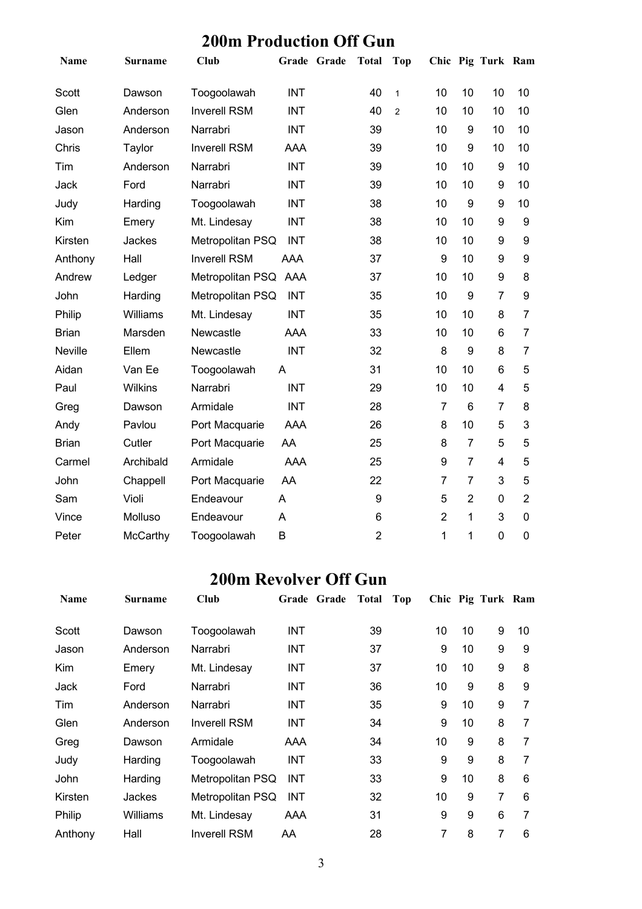## 200m Production Off Gun

| Name | Surname | Club | Grade | Grade | Total | Top | Chic | Pig | Turk | Ram |
|---|---|---|---|---|---|---|---|---|---|---|
| Scott | Dawson | Toogoolawah | INT | | 40 | 1 | 10 | 10 | 10 | 10 |
| Glen | Anderson | Inverell RSM | INT | | 40 | 2 | 10 | 10 | 10 | 10 |
| Jason | Anderson | Narrabri | INT | | 39 | | 10 | 9 | 10 | 10 |
| Chris | Taylor | Inverell RSM | AAA | | 39 | | 10 | 9 | 10 | 10 |
| Tim | Anderson | Narrabri | INT | | 39 | | 10 | 10 | 9 | 10 |
| Jack | Ford | Narrabri | INT | | 39 | | 10 | 10 | 9 | 10 |
| Judy | Harding | Toogoolawah | INT | | 38 | | 10 | 9 | 9 | 10 |
| Kim | Emery | Mt. Lindesay | INT | | 38 | | 10 | 10 | 9 | 9 |
| Kirsten | Jackes | Metropolitan PSQ | INT | | 38 | | 10 | 10 | 9 | 9 |
| Anthony | Hall | Inverell RSM | AAA | | 37 | | 9 | 10 | 9 | 9 |
| Andrew | Ledger | Metropolitan PSQ | AAA | | 37 | | 10 | 10 | 9 | 8 |
| John | Harding | Metropolitan PSQ | INT | | 35 | | 10 | 9 | 7 | 9 |
| Philip | Williams | Mt. Lindesay | INT | | 35 | | 10 | 10 | 8 | 7 |
| Brian | Marsden | Newcastle | AAA | | 33 | | 10 | 10 | 6 | 7 |
| Neville | Ellem | Newcastle | INT | | 32 | | 8 | 9 | 8 | 7 |
| Aidan | Van Ee | Toogoolawah | A | | 31 | | 10 | 10 | 6 | 5 |
| Paul | Wilkins | Narrabri | INT | | 29 | | 10 | 10 | 4 | 5 |
| Greg | Dawson | Armidale | INT | | 28 | | 7 | 6 | 7 | 8 |
| Andy | Pavlou | Port Macquarie | AAA | | 26 | | 8 | 10 | 5 | 3 |
| Brian | Cutler | Port Macquarie | AA | | 25 | | 8 | 7 | 5 | 5 |
| Carmel | Archibald | Armidale | AAA | | 25 | | 9 | 7 | 4 | 5 |
| John | Chappell | Port Macquarie | AA | | 22 | | 7 | 7 | 3 | 5 |
| Sam | Violi | Endeavour | A | | 9 | | 5 | 2 | 0 | 2 |
| Vince | Molluso | Endeavour | A | | 6 | | 2 | 1 | 3 | 0 |
| Peter | McCarthy | Toogoolawah | B | | 2 | | 1 | 1 | 0 | 0 |

## 200m Revolver Off Gun

| Name | Surname | Club | Grade | Grade | Total | Top | Chic | Pig | Turk | Ram |
|---|---|---|---|---|---|---|---|---|---|---|
| Scott | Dawson | Toogoolawah | INT | | 39 | | 10 | 10 | 9 | 10 |
| Jason | Anderson | Narrabri | INT | | 37 | | 9 | 10 | 9 | 9 |
| Kim | Emery | Mt. Lindesay | INT | | 37 | | 10 | 10 | 9 | 8 |
| Jack | Ford | Narrabri | INT | | 36 | | 10 | 9 | 8 | 9 |
| Tim | Anderson | Narrabri | INT | | 35 | | 9 | 10 | 9 | 7 |
| Glen | Anderson | Inverell RSM | INT | | 34 | | 9 | 10 | 8 | 7 |
| Greg | Dawson | Armidale | AAA | | 34 | | 10 | 9 | 8 | 7 |
| Judy | Harding | Toogoolawah | INT | | 33 | | 9 | 9 | 8 | 7 |
| John | Harding | Metropolitan PSQ | INT | | 33 | | 9 | 10 | 8 | 6 |
| Kirsten | Jackes | Metropolitan PSQ | INT | | 32 | | 10 | 9 | 7 | 6 |
| Philip | Williams | Mt. Lindesay | AAA | | 31 | | 9 | 9 | 6 | 7 |
| Anthony | Hall | Inverell RSM | AA | | 28 | | 7 | 8 | 7 | 6 |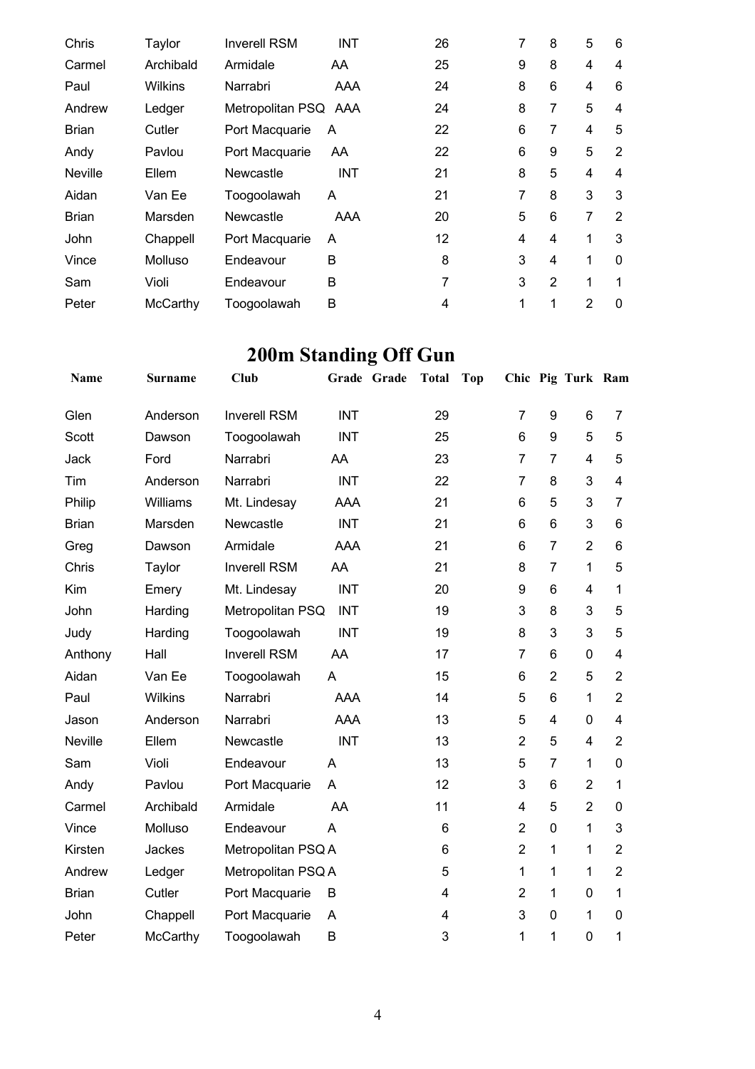| | | | | | | | | | | | |
|---|---|---|---|---|---|---|---|---|---|---|---|
| Chris | Taylor | Inverell RSM | INT | | 26 | | 7 | 8 | 5 | 6 |
| Carmel | Archibald | Armidale | AA | | 25 | | 9 | 8 | 4 | 4 |
| Paul | Wilkins | Narrabri | AAA | | 24 | | 8 | 6 | 4 | 6 |
| Andrew | Ledger | Metropolitan PSQ | AAA | | 24 | | 8 | 7 | 5 | 4 |
| Brian | Cutler | Port Macquarie | A | | 22 | | 6 | 7 | 4 | 5 |
| Andy | Pavlou | Port Macquarie | AA | | 22 | | 6 | 9 | 5 | 2 |
| Neville | Ellem | Newcastle | INT | | 21 | | 8 | 5 | 4 | 4 |
| Aidan | Van Ee | Toogoolawah | A | | 21 | | 7 | 8 | 3 | 3 |
| Brian | Marsden | Newcastle | AAA | | 20 | | 5 | 6 | 7 | 2 |
| John | Chappell | Port Macquarie | A | | 12 | | 4 | 4 | 1 | 3 |
| Vince | Molluso | Endeavour | B | | 8 | | 3 | 4 | 1 | 0 |
| Sam | Violi | Endeavour | B | | 7 | | 3 | 2 | 1 | 1 |
| Peter | McCarthy | Toogoolawah | B | | 4 | | 1 | 1 | 2 | 0 |

# 200m Standing Off Gun

| Name | Surname | Club | Grade | Grade | Total | Top | Chic | Pig | Turk | Ram |
|---|---|---|---|---|---|---|---|---|---|---|
| Glen | Anderson | Inverell RSM | INT | | 29 | | 7 | 9 | 6 | 7 |
| Scott | Dawson | Toogoolawah | INT | | 25 | | 6 | 9 | 5 | 5 |
| Jack | Ford | Narrabri | AA | | 23 | | 7 | 7 | 4 | 5 |
| Tim | Anderson | Narrabri | INT | | 22 | | 7 | 8 | 3 | 4 |
| Philip | Williams | Mt. Lindesay | AAA | | 21 | | 6 | 5 | 3 | 7 |
| Brian | Marsden | Newcastle | INT | | 21 | | 6 | 6 | 3 | 6 |
| Greg | Dawson | Armidale | AAA | | 21 | | 6 | 7 | 2 | 6 |
| Chris | Taylor | Inverell RSM | AA | | 21 | | 8 | 7 | 1 | 5 |
| Kim | Emery | Mt. Lindesay | INT | | 20 | | 9 | 6 | 4 | 1 |
| John | Harding | Metropolitan PSQ | INT | | 19 | | 3 | 8 | 3 | 5 |
| Judy | Harding | Toogoolawah | INT | | 19 | | 8 | 3 | 3 | 5 |
| Anthony | Hall | Inverell RSM | AA | | 17 | | 7 | 6 | 0 | 4 |
| Aidan | Van Ee | Toogoolawah | A | | 15 | | 6 | 2 | 5 | 2 |
| Paul | Wilkins | Narrabri | AAA | | 14 | | 5 | 6 | 1 | 2 |
| Jason | Anderson | Narrabri | AAA | | 13 | | 5 | 4 | 0 | 4 |
| Neville | Ellem | Newcastle | INT | | 13 | | 2 | 5 | 4 | 2 |
| Sam | Violi | Endeavour | A | | 13 | | 5 | 7 | 1 | 0 |
| Andy | Pavlou | Port Macquarie | A | | 12 | | 3 | 6 | 2 | 1 |
| Carmel | Archibald | Armidale | AA | | 11 | | 4 | 5 | 2 | 0 |
| Vince | Molluso | Endeavour | A | | 6 | | 2 | 0 | 1 | 3 |
| Kirsten | Jackes | Metropolitan PSQ | A | | 6 | | 2 | 1 | 1 | 2 |
| Andrew | Ledger | Metropolitan PSQ | A | | 5 | | 1 | 1 | 1 | 2 |
| Brian | Cutler | Port Macquarie | B | | 4 | | 2 | 1 | 0 | 1 |
| John | Chappell | Port Macquarie | A | | 4 | | 3 | 0 | 1 | 0 |
| Peter | McCarthy | Toogoolawah | B | | 3 | | 1 | 1 | 0 | 1 |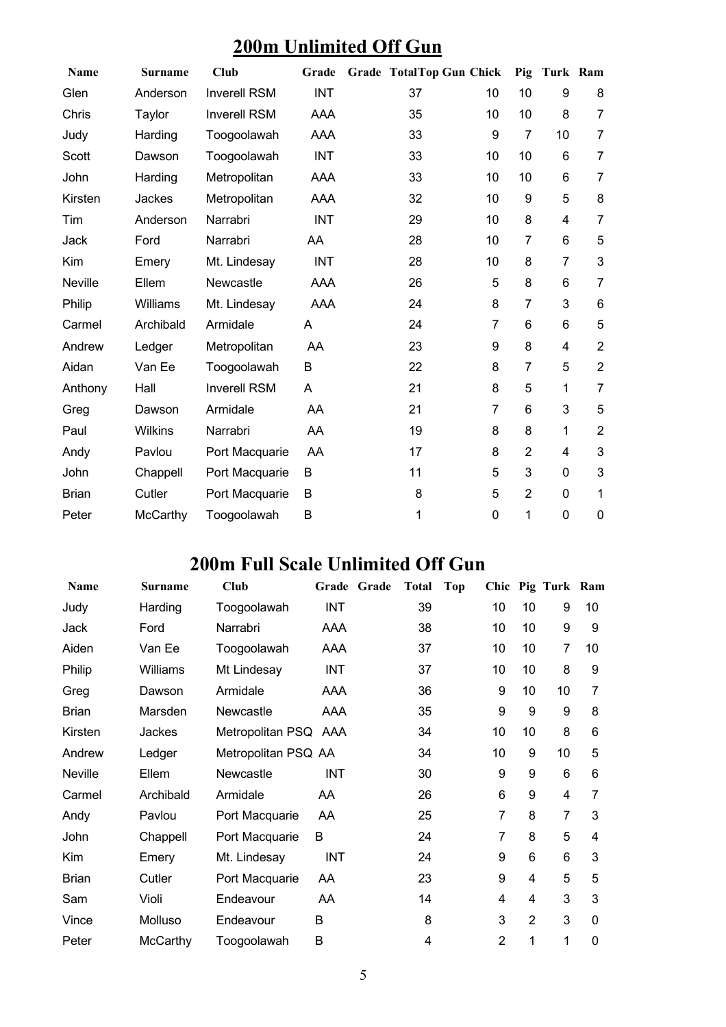# 200m Unlimited Off Gun

| Name | Surname | Club | Grade | Grade | Total | Top Gun | Chick | Pig | Turk | Ram |
|---|---|---|---|---|---|---|---|---|---|---|
| Glen | Anderson | Inverell RSM | INT | | 37 | | 10 | 10 | 9 | 8 |
| Chris | Taylor | Inverell RSM | AAA | | 35 | | 10 | 10 | 8 | 7 |
| Judy | Harding | Toogoolawah | AAA | | 33 | | 9 | 7 | 10 | 7 |
| Scott | Dawson | Toogoolawah | INT | | 33 | | 10 | 10 | 6 | 7 |
| John | Harding | Metropolitan | AAA | | 33 | | 10 | 10 | 6 | 7 |
| Kirsten | Jackes | Metropolitan | AAA | | 32 | | 10 | 9 | 5 | 8 |
| Tim | Anderson | Narrabri | INT | | 29 | | 10 | 8 | 4 | 7 |
| Jack | Ford | Narrabri | AA | | 28 | | 10 | 7 | 6 | 5 |
| Kim | Emery | Mt. Lindesay | INT | | 28 | | 10 | 8 | 7 | 3 |
| Neville | Ellem | Newcastle | AAA | | 26 | | 5 | 8 | 6 | 7 |
| Philip | Williams | Mt. Lindesay | AAA | | 24 | | 8 | 7 | 3 | 6 |
| Carmel | Archibald | Armidale | A | | 24 | | 7 | 6 | 6 | 5 |
| Andrew | Ledger | Metropolitan | AA | | 23 | | 9 | 8 | 4 | 2 |
| Aidan | Van Ee | Toogoolawah | B | | 22 | | 8 | 7 | 5 | 2 |
| Anthony | Hall | Inverell RSM | A | | 21 | | 8 | 5 | 1 | 7 |
| Greg | Dawson | Armidale | AA | | 21 | | 7 | 6 | 3 | 5 |
| Paul | Wilkins | Narrabri | AA | | 19 | | 8 | 8 | 1 | 2 |
| Andy | Pavlou | Port Macquarie | AA | | 17 | | 8 | 2 | 4 | 3 |
| John | Chappell | Port Macquarie | B | | 11 | | 5 | 3 | 0 | 3 |
| Brian | Cutler | Port Macquarie | B | | 8 | | 5 | 2 | 0 | 1 |
| Peter | McCarthy | Toogoolawah | B | | 1 | | 0 | 1 | 0 | 0 |

# 200m Full Scale Unlimited Off Gun

| Name | Surname | Club | Grade | Grade | Total | Top | Chic | Pig | Turk | Ram |
|---|---|---|---|---|---|---|---|---|---|---|
| Judy | Harding | Toogoolawah | INT | | 39 | | 10 | 10 | 9 | 10 |
| Jack | Ford | Narrabri | AAA | | 38 | | 10 | 10 | 9 | 9 |
| Aiden | Van Ee | Toogoolawah | AAA | | 37 | | 10 | 10 | 7 | 10 |
| Philip | Williams | Mt Lindesay | INT | | 37 | | 10 | 10 | 8 | 9 |
| Greg | Dawson | Armidale | AAA | | 36 | | 9 | 10 | 10 | 7 |
| Brian | Marsden | Newcastle | AAA | | 35 | | 9 | 9 | 9 | 8 |
| Kirsten | Jackes | Metropolitan PSQ | AAA | | 34 | | 10 | 10 | 8 | 6 |
| Andrew | Ledger | Metropolitan PSQ | AA | | 34 | | 10 | 9 | 10 | 5 |
| Neville | Ellem | Newcastle | INT | | 30 | | 9 | 9 | 6 | 6 |
| Carmel | Archibald | Armidale | AA | | 26 | | 6 | 9 | 4 | 7 |
| Andy | Pavlou | Port Macquarie | AA | | 25 | | 7 | 8 | 7 | 3 |
| John | Chappell | Port Macquarie | B | | 24 | | 7 | 8 | 5 | 4 |
| Kim | Emery | Mt. Lindesay | INT | | 24 | | 9 | 6 | 6 | 3 |
| Brian | Cutler | Port Macquarie | AA | | 23 | | 9 | 4 | 5 | 5 |
| Sam | Violi | Endeavour | AA | | 14 | | 4 | 4 | 3 | 3 |
| Vince | Molluso | Endeavour | B | | 8 | | 3 | 2 | 3 | 0 |
| Peter | McCarthy | Toogoolawah | B | | 4 | | 2 | 1 | 1 | 0 |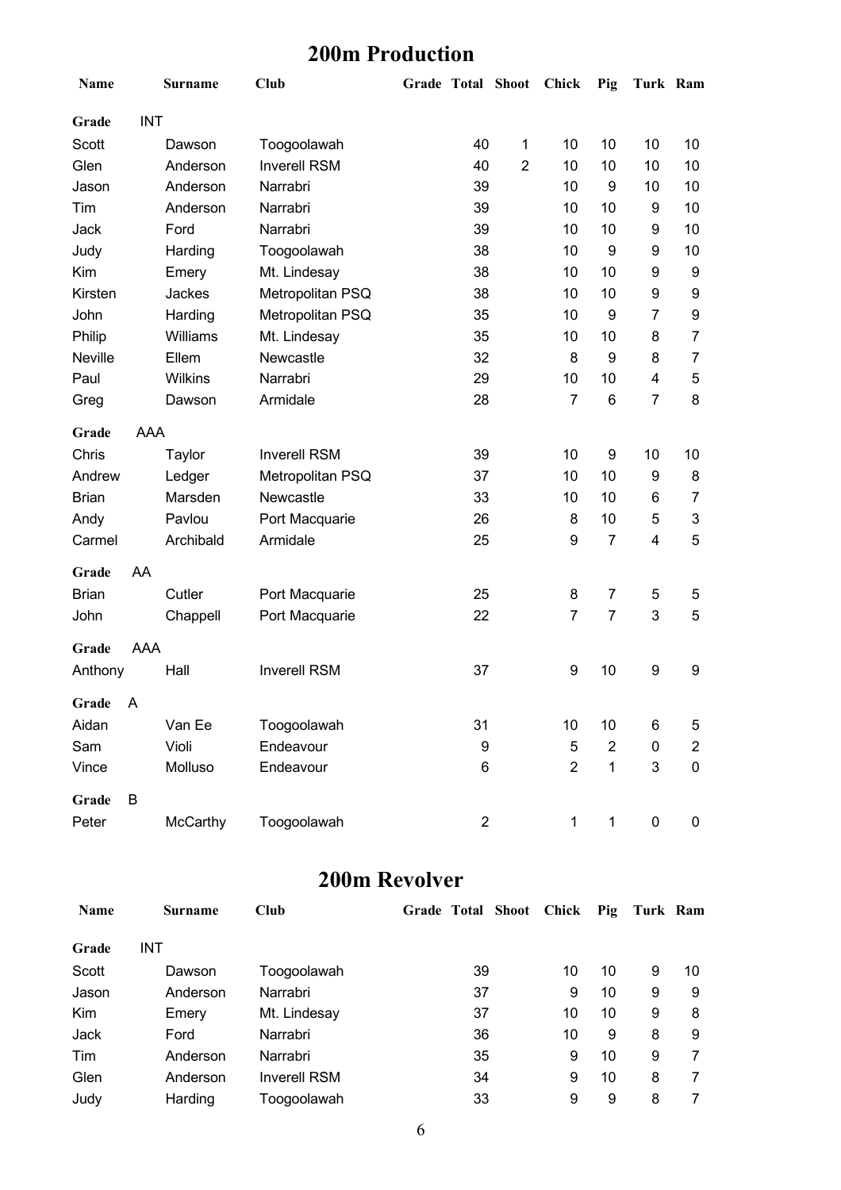## 200m Production

| Name | Surname | Club | Grade | Total | Shoot | Chick | Pig | Turk | Ram |
|---|---|---|---|---|---|---|---|---|---|
| **Grade** | INT | | | | | | | | |
| Scott | Dawson | Toogoolawah | | 40 | 1 | 10 | 10 | 10 | 10 |
| Glen | Anderson | Inverell RSM | | 40 | 2 | 10 | 10 | 10 | 10 |
| Jason | Anderson | Narrabri | | 39 | | 10 | 9 | 10 | 10 |
| Tim | Anderson | Narrabri | | 39 | | 10 | 10 | 9 | 10 |
| Jack | Ford | Narrabri | | 39 | | 10 | 10 | 9 | 10 |
| Judy | Harding | Toogoolawah | | 38 | | 10 | 9 | 9 | 10 |
| Kim | Emery | Mt. Lindesay | | 38 | | 10 | 10 | 9 | 9 |
| Kirsten | Jackes | Metropolitan PSQ | | 38 | | 10 | 10 | 9 | 9 |
| John | Harding | Metropolitan PSQ | | 35 | | 10 | 9 | 7 | 9 |
| Philip | Williams | Mt. Lindesay | | 35 | | 10 | 10 | 8 | 7 |
| Neville | Ellem | Newcastle | | 32 | | 8 | 9 | 8 | 7 |
| Paul | Wilkins | Narrabri | | 29 | | 10 | 10 | 4 | 5 |
| Greg | Dawson | Armidale | | 28 | | 7 | 6 | 7 | 8 |
| **Grade** | AAA | | | | | | | | |
| Chris | Taylor | Inverell RSM | | 39 | | 10 | 9 | 10 | 10 |
| Andrew | Ledger | Metropolitan PSQ | | 37 | | 10 | 10 | 9 | 8 |
| Brian | Marsden | Newcastle | | 33 | | 10 | 10 | 6 | 7 |
| Andy | Pavlou | Port Macquarie | | 26 | | 8 | 10 | 5 | 3 |
| Carmel | Archibald | Armidale | | 25 | | 9 | 7 | 4 | 5 |
| **Grade** | AA | | | | | | | | |
| Brian | Cutler | Port Macquarie | | 25 | | 8 | 7 | 5 | 5 |
| John | Chappell | Port Macquarie | | 22 | | 7 | 7 | 3 | 5 |
| **Grade** | AAA | | | | | | | | |
| Anthony | Hall | Inverell RSM | | 37 | | 9 | 10 | 9 | 9 |
| **Grade** | A | | | | | | | | |
| Aidan | Van Ee | Toogoolawah | | 31 | | 10 | 10 | 6 | 5 |
| Sam | Violi | Endeavour | | 9 | | 5 | 2 | 0 | 2 |
| Vince | Molluso | Endeavour | | 6 | | 2 | 1 | 3 | 0 |
| **Grade** | B | | | | | | | | |
| Peter | McCarthy | Toogoolawah | | 2 | | 1 | 1 | 0 | 0 |

## 200m Revolver

| Name | Surname | Club | Grade | Total | Shoot | Chick | Pig | Turk | Ram |
|---|---|---|---|---|---|---|---|---|---|
| **Grade** | INT | | | | | | | | |
| Scott | Dawson | Toogoolawah | | 39 | | 10 | 10 | 9 | 10 |
| Jason | Anderson | Narrabri | | 37 | | 9 | 10 | 9 | 9 |
| Kim | Emery | Mt. Lindesay | | 37 | | 10 | 10 | 9 | 8 |
| Jack | Ford | Narrabri | | 36 | | 10 | 9 | 8 | 9 |
| Tim | Anderson | Narrabri | | 35 | | 9 | 10 | 9 | 7 |
| Glen | Anderson | Inverell RSM | | 34 | | 9 | 10 | 8 | 7 |
| Judy | Harding | Toogoolawah | | 33 | | 9 | 9 | 8 | 7 |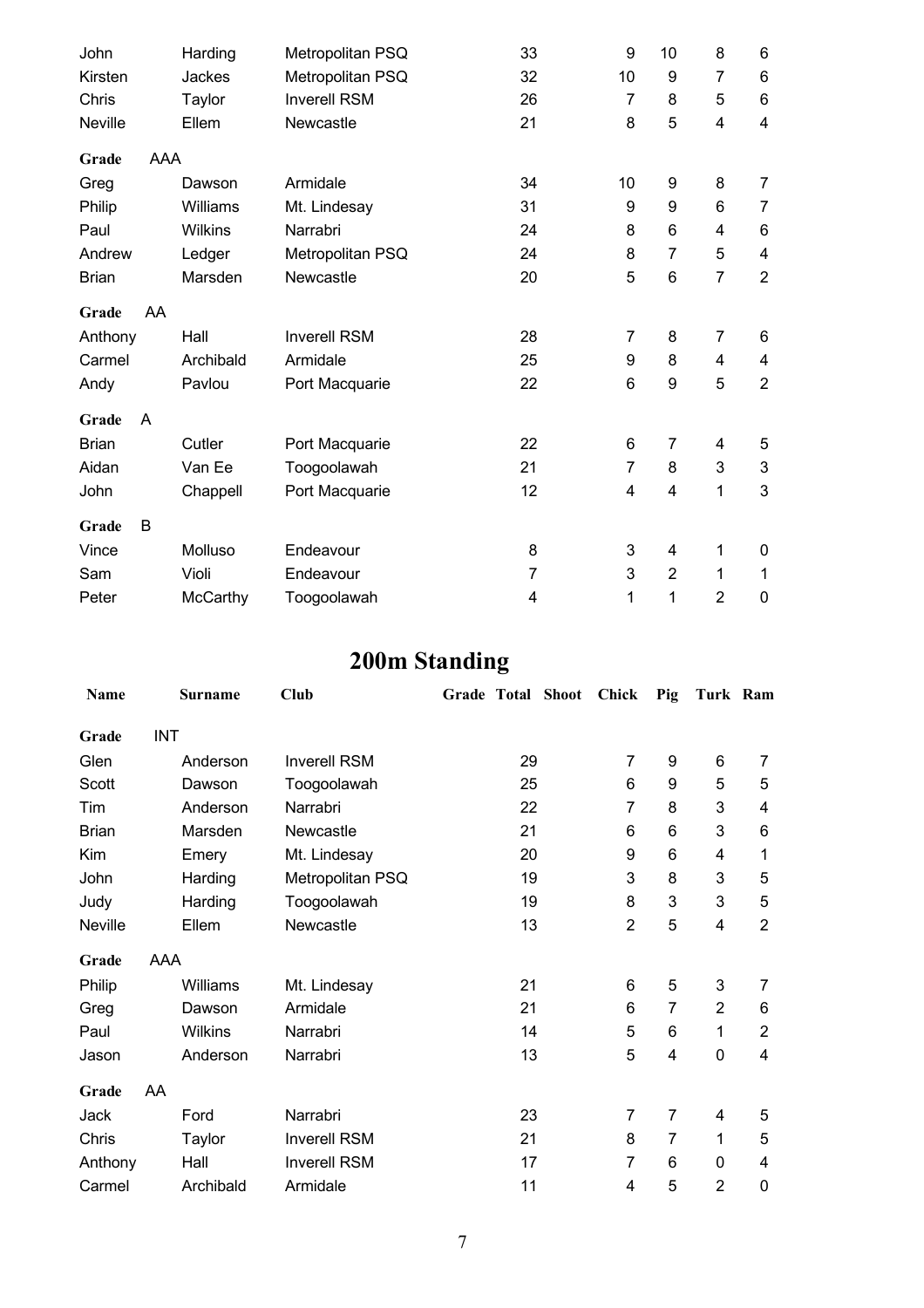| Name | Surname | Club | Grade | Total | Shoot | Chick | Pig | Turk | Ram |
|---|---|---|---|---|---|---|---|---|---|
| John | Harding | Metropolitan PSQ | | 33 | | 9 | 10 | 8 | 6 |
| Kirsten | Jackes | Metropolitan PSQ | | 32 | | 10 | 9 | 7 | 6 |
| Chris | Taylor | Inverell RSM | | 26 | | 7 | 8 | 5 | 6 |
| Neville | Ellem | Newcastle | | 21 | | 8 | 5 | 4 | 4 |
| **Grade** | AAA | | | | | | | | |
| Greg | Dawson | Armidale | | 34 | | 10 | 9 | 8 | 7 |
| Philip | Williams | Mt. Lindesay | | 31 | | 9 | 9 | 6 | 7 |
| Paul | Wilkins | Narrabri | | 24 | | 8 | 6 | 4 | 6 |
| Andrew | Ledger | Metropolitan PSQ | | 24 | | 8 | 7 | 5 | 4 |
| Brian | Marsden | Newcastle | | 20 | | 5 | 6 | 7 | 2 |
| **Grade** | AA | | | | | | | | |
| Anthony | Hall | Inverell RSM | | 28 | | 7 | 8 | 7 | 6 |
| Carmel | Archibald | Armidale | | 25 | | 9 | 8 | 4 | 4 |
| Andy | Pavlou | Port Macquarie | | 22 | | 6 | 9 | 5 | 2 |
| **Grade** | A | | | | | | | | |
| Brian | Cutler | Port Macquarie | | 22 | | 6 | 7 | 4 | 5 |
| Aidan | Van Ee | Toogoolawah | | 21 | | 7 | 8 | 3 | 3 |
| John | Chappell | Port Macquarie | | 12 | | 4 | 4 | 1 | 3 |
| **Grade** | B | | | | | | | | |
| Vince | Molluso | Endeavour | | 8 | | 3 | 4 | 1 | 0 |
| Sam | Violi | Endeavour | | 7 | | 3 | 2 | 1 | 1 |
| Peter | McCarthy | Toogoolawah | | 4 | | 1 | 1 | 2 | 0 |

# 200m Standing

| Name | Surname | Club | Grade | Total | Shoot | Chick | Pig | Turk | Ram |
|---|---|---|---|---|---|---|---|---|---|
| **Grade** | INT | | | | | | | | |
| Glen | Anderson | Inverell RSM | | 29 | | 7 | 9 | 6 | 7 |
| Scott | Dawson | Toogoolawah | | 25 | | 6 | 9 | 5 | 5 |
| Tim | Anderson | Narrabri | | 22 | | 7 | 8 | 3 | 4 |
| Brian | Marsden | Newcastle | | 21 | | 6 | 6 | 3 | 6 |
| Kim | Emery | Mt. Lindesay | | 20 | | 9 | 6 | 4 | 1 |
| John | Harding | Metropolitan PSQ | | 19 | | 3 | 8 | 3 | 5 |
| Judy | Harding | Toogoolawah | | 19 | | 8 | 3 | 3 | 5 |
| Neville | Ellem | Newcastle | | 13 | | 2 | 5 | 4 | 2 |
| **Grade** | AAA | | | | | | | | |
| Philip | Williams | Mt. Lindesay | | 21 | | 6 | 5 | 3 | 7 |
| Greg | Dawson | Armidale | | 21 | | 6 | 7 | 2 | 6 |
| Paul | Wilkins | Narrabri | | 14 | | 5 | 6 | 1 | 2 |
| Jason | Anderson | Narrabri | | 13 | | 5 | 4 | 0 | 4 |
| **Grade** | AA | | | | | | | | |
| Jack | Ford | Narrabri | | 23 | | 7 | 7 | 4 | 5 |
| Chris | Taylor | Inverell RSM | | 21 | | 8 | 7 | 1 | 5 |
| Anthony | Hall | Inverell RSM | | 17 | | 7 | 6 | 0 | 4 |
| Carmel | Archibald | Armidale | | 11 | | 4 | 5 | 2 | 0 |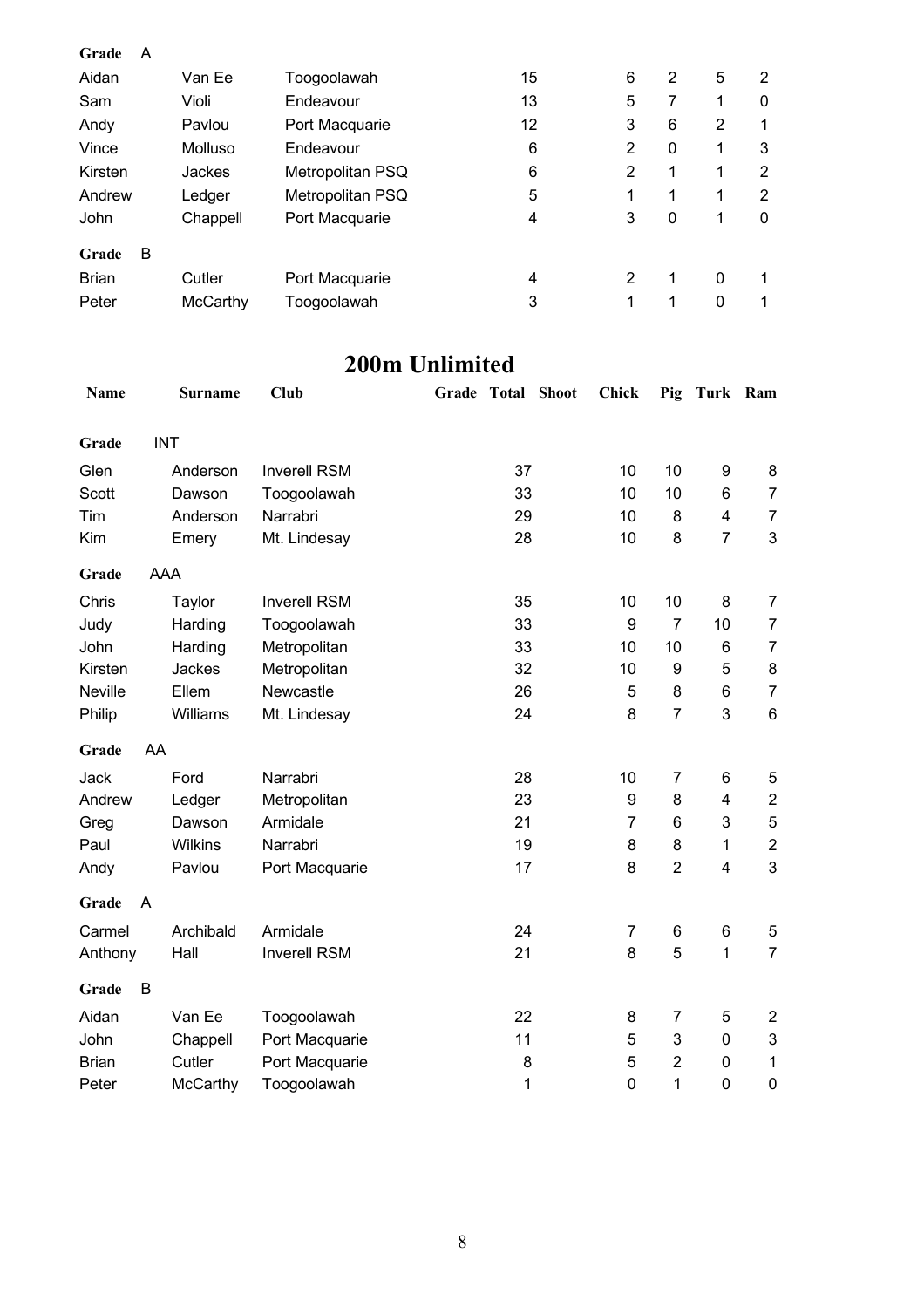**Grade** A

| | | | | | | | |
|---|---|---|---|---|---|---|---|
| Aidan | Van Ee | Toogoolawah | 15 | 6 | 2 | 5 | 2 |
| Sam | Violi | Endeavour | 13 | 5 | 7 | 1 | 0 |
| Andy | Pavlou | Port Macquarie | 12 | 3 | 6 | 2 | 1 |
| Vince | Molluso | Endeavour | 6 | 2 | 0 | 1 | 3 |
| Kirsten | Jackes | Metropolitan PSQ | 6 | 2 | 1 | 1 | 2 |
| Andrew | Ledger | Metropolitan PSQ | 5 | 1 | 1 | 1 | 2 |
| John | Chappell | Port Macquarie | 4 | 3 | 0 | 1 | 0 |

**Grade** B

| | | | | | | | |
|---|---|---|---|---|---|---|---|
| Brian | Cutler | Port Macquarie | 4 | 2 | 1 | 0 | 1 |
| Peter | McCarthy | Toogoolawah | 3 | 1 | 1 | 0 | 1 |

## 200m Unlimited

| Name | Surname | Club | Grade | Total | Shoot | Chick | Pig | Turk | Ram |
|---|---|---|---|---|---|---|---|---|---|
| **Grade** INT | | | | | | | | | |
| Glen | Anderson | Inverell RSM | | 37 | | 10 | 10 | 9 | 8 |
| Scott | Dawson | Toogoolawah | | 33 | | 10 | 10 | 6 | 7 |
| Tim | Anderson | Narrabri | | 29 | | 10 | 8 | 4 | 7 |
| Kim | Emery | Mt. Lindesay | | 28 | | 10 | 8 | 7 | 3 |
| **Grade** AAA | | | | | | | | | |
| Chris | Taylor | Inverell RSM | | 35 | | 10 | 10 | 8 | 7 |
| Judy | Harding | Toogoolawah | | 33 | | 9 | 7 | 10 | 7 |
| John | Harding | Metropolitan | | 33 | | 10 | 10 | 6 | 7 |
| Kirsten | Jackes | Metropolitan | | 32 | | 10 | 9 | 5 | 8 |
| Neville | Ellem | Newcastle | | 26 | | 5 | 8 | 6 | 7 |
| Philip | Williams | Mt. Lindesay | | 24 | | 8 | 7 | 3 | 6 |
| **Grade** AA | | | | | | | | | |
| Jack | Ford | Narrabri | | 28 | | 10 | 7 | 6 | 5 |
| Andrew | Ledger | Metropolitan | | 23 | | 9 | 8 | 4 | 2 |
| Greg | Dawson | Armidale | | 21 | | 7 | 6 | 3 | 5 |
| Paul | Wilkins | Narrabri | | 19 | | 8 | 8 | 1 | 2 |
| Andy | Pavlou | Port Macquarie | | 17 | | 8 | 2 | 4 | 3 |
| **Grade** A | | | | | | | | | |
| Carmel | Archibald | Armidale | | 24 | | 7 | 6 | 6 | 5 |
| Anthony | Hall | Inverell RSM | | 21 | | 8 | 5 | 1 | 7 |
| **Grade** B | | | | | | | | | |
| Aidan | Van Ee | Toogoolawah | | 22 | | 8 | 7 | 5 | 2 |
| John | Chappell | Port Macquarie | | 11 | | 5 | 3 | 0 | 3 |
| Brian | Cutler | Port Macquarie | | 8 | | 5 | 2 | 0 | 1 |
| Peter | McCarthy | Toogoolawah | | 1 | | 0 | 1 | 0 | 0 |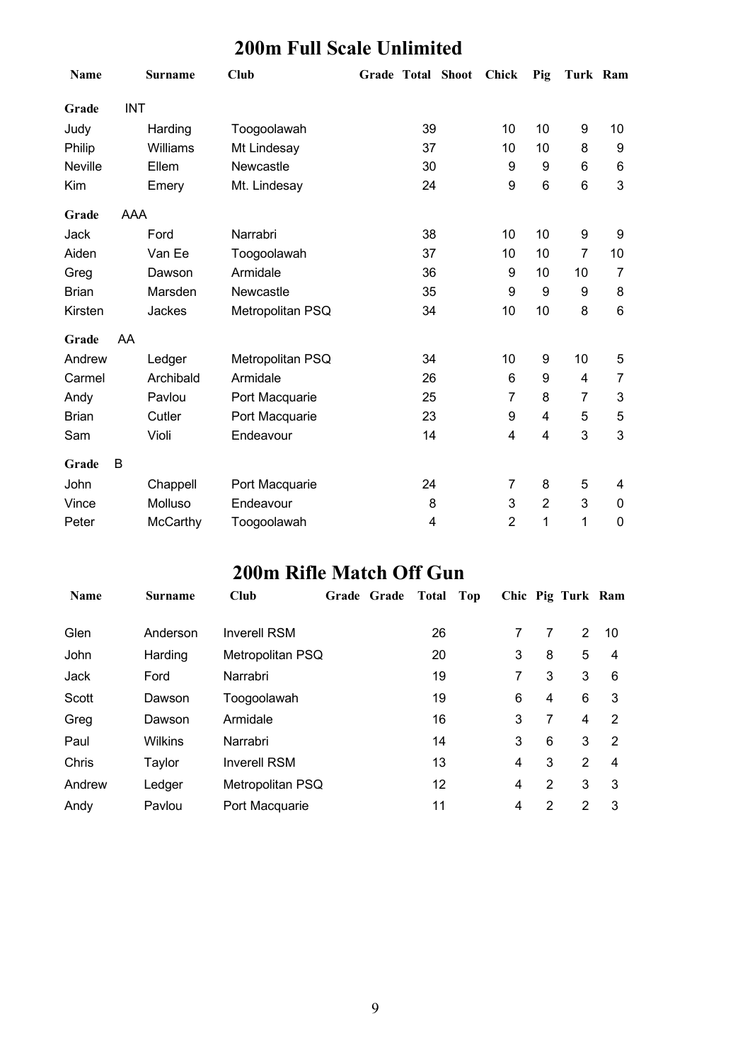## 200m Full Scale Unlimited

| Name | Surname | Club | Grade | Total | Shoot | Chick | Pig | Turk | Ram |
|---|---|---|---|---|---|---|---|---|---|
| **Grade** | INT | | | | | | | | |
| Judy | Harding | Toogoolawah | | 39 | | 10 | 10 | 9 | 10 |
| Philip | Williams | Mt Lindesay | | 37 | | 10 | 10 | 8 | 9 |
| Neville | Ellem | Newcastle | | 30 | | 9 | 9 | 6 | 6 |
| Kim | Emery | Mt. Lindesay | | 24 | | 9 | 6 | 6 | 3 |
| **Grade** | AAA | | | | | | | | |
| Jack | Ford | Narrabri | | 38 | | 10 | 10 | 9 | 9 |
| Aiden | Van Ee | Toogoolawah | | 37 | | 10 | 10 | 7 | 10 |
| Greg | Dawson | Armidale | | 36 | | 9 | 10 | 10 | 7 |
| Brian | Marsden | Newcastle | | 35 | | 9 | 9 | 9 | 8 |
| Kirsten | Jackes | Metropolitan PSQ | | 34 | | 10 | 10 | 8 | 6 |
| **Grade** | AA | | | | | | | | |
| Andrew | Ledger | Metropolitan PSQ | | 34 | | 10 | 9 | 10 | 5 |
| Carmel | Archibald | Armidale | | 26 | | 6 | 9 | 4 | 7 |
| Andy | Pavlou | Port Macquarie | | 25 | | 7 | 8 | 7 | 3 |
| Brian | Cutler | Port Macquarie | | 23 | | 9 | 4 | 5 | 5 |
| Sam | Violi | Endeavour | | 14 | | 4 | 4 | 3 | 3 |
| **Grade** | B | | | | | | | | |
| John | Chappell | Port Macquarie | | 24 | | 7 | 8 | 5 | 4 |
| Vince | Molluso | Endeavour | | 8 | | 3 | 2 | 3 | 0 |
| Peter | McCarthy | Toogoolawah | | 4 | | 2 | 1 | 1 | 0 |

## 200m Rifle Match Off Gun

| Name | Surname | Club | Grade | Grade | Total | Top | Chic | Pig | Turk | Ram |
|---|---|---|---|---|---|---|---|---|---|---|
| Glen | Anderson | Inverell RSM | | | 26 | | 7 | 7 | 2 | 10 |
| John | Harding | Metropolitan PSQ | | | 20 | | 3 | 8 | 5 | 4 |
| Jack | Ford | Narrabri | | | 19 | | 7 | 3 | 3 | 6 |
| Scott | Dawson | Toogoolawah | | | 19 | | 6 | 4 | 6 | 3 |
| Greg | Dawson | Armidale | | | 16 | | 3 | 7 | 4 | 2 |
| Paul | Wilkins | Narrabri | | | 14 | | 3 | 6 | 3 | 2 |
| Chris | Taylor | Inverell RSM | | | 13 | | 4 | 3 | 2 | 4 |
| Andrew | Ledger | Metropolitan PSQ | | | 12 | | 4 | 2 | 3 | 3 |
| Andy | Pavlou | Port Macquarie | | | 11 | | 4 | 2 | 2 | 3 |